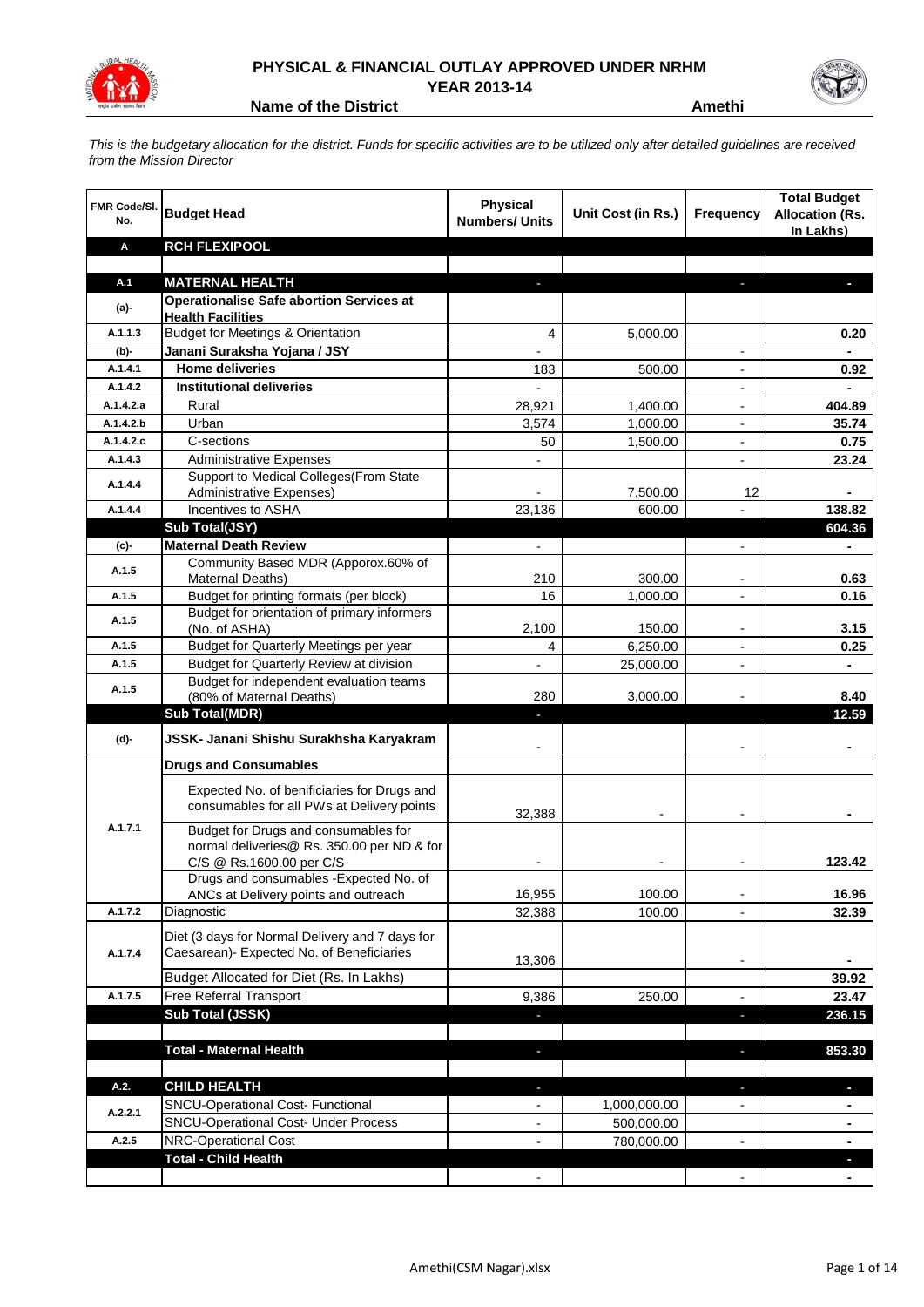# PHYSICAL & FINANCIAL OUTLAY APPROVED UNDER NRHM

## YEAR 2013-14

**Name of the District** **Amethi**

*This is the budgetary allocation for the district. Funds for specific activities are to be utilized only after detailed guidelines are received from the Mission Director*

| FMR Code/Sl. No. | Budget Head | Physical Numbers/ Units | Unit Cost (in Rs.) | Frequency | Total Budget Allocation (Rs. In Lakhs) |
|---|---|---|---|---|---|
| **A** | **RCH FLEXIPOOL** | | | | |
| | | | | | |
| **A.1** | **MATERNAL HEALTH** | - | | - | - |
| **(a)-** | **Operationalise Safe abortion Services at Health Facilities** | | | | |
| A.1.1.3 | Budget for Meetings & Orientation | 4 | 5,000.00 | | 0.20 |
| **(b)-** | **Janani Suraksha Yojana / JSY** | - | | - | - |
| A.1.4.1 | **Home deliveries** | 183 | 500.00 | - | 0.92 |
| A.1.4.2 | **Institutional deliveries** | - | | - | - |
| A.1.4.2.a | Rural | 28,921 | 1,400.00 | - | 404.89 |
| A.1.4.2.b | Urban | 3,574 | 1,000.00 | - | 35.74 |
| A.1.4.2.c | C-sections | 50 | 1,500.00 | - | 0.75 |
| A.1.4.3 | Administrative Expenses | - | | - | 23.24 |
| A.1.4.4 | Support to Medical Colleges(From State Administrative Expenses) | - | 7,500.00 | 12 | - |
| A.1.4.4 | Incentives to ASHA | 23,136 | 600.00 | - | 138.82 |
| | **Sub Total(JSY)** | | | | **604.36** |
| **(c)-** | **Maternal Death Review** | - | | - | - |
| A.1.5 | Community Based MDR (Apporox.60% of Maternal Deaths) | 210 | 300.00 | - | 0.63 |
| A.1.5 | Budget for printing formats (per block) | 16 | 1,000.00 | - | 0.16 |
| A.1.5 | Budget for orientation of primary informers (No. of ASHA) | 2,100 | 150.00 | - | 3.15 |
| A.1.5 | Budget for Quarterly Meetings per year | 4 | 6,250.00 | - | 0.25 |
| A.1.5 | Budget for Quarterly Review at division | - | 25,000.00 | - | - |
| A.1.5 | Budget for independent evaluation teams (80% of Maternal Deaths) | 280 | 3,000.00 | - | 8.40 |
| | **Sub Total(MDR)** | - | | | **12.59** |
| **(d)-** | **JSSK- Janani Shishu Surakhsha Karyakram** | - | | - | - |
| | **Drugs and Consumables** | | | | |
| A.1.7.1 | Expected No. of benificiaries for Drugs and consumables for all PWs at Delivery points | 32,388 | - | - | - |
| | Budget for Drugs and consumables for normal deliveries@ Rs. 350.00 per ND & for C/S @ Rs.1600.00 per C/S | - | - | - | 123.42 |
| | Drugs and consumables -Expected No. of ANCs at Delivery points and outreach | 16,955 | 100.00 | - | 16.96 |
| A.1.7.2 | Diagnostic | 32,388 | 100.00 | - | 32.39 |
| A.1.7.4 | Diet (3 days for Normal Delivery and 7 days for Caesarean)- Expected No. of Beneficiaries | 13,306 | | - | - |
| | Budget Allocated for Diet (Rs. In Lakhs) | | | | 39.92 |
| A.1.7.5 | Free Referral Transport | 9,386 | 250.00 | - | 23.47 |
| | **Sub Total (JSSK)** | - | | - | **236.15** |
| | | | | | |
| | **Total - Maternal Health** | - | | - | **853.30** |
| | | | | | |
| **A.2.** | **CHILD HEALTH** | - | | - | - |
| A.2.2.1 | SNCU-Operational Cost- Functional | - | 1,000,000.00 | - | - |
| | SNCU-Operational Cost- Under Process | - | 500,000.00 | | - |
| A.2.5 | NRC-Operational Cost | - | 780,000.00 | - | - |
| | **Total - Child Health** | | | | - |
| | | - | | - | - |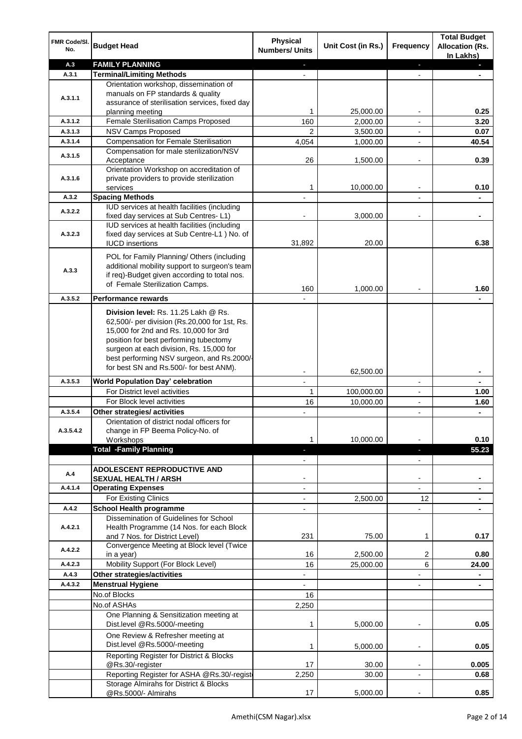| FMR Code/Sl. No. | Budget Head | Physical Numbers/ Units | Unit Cost (in Rs.) | Frequency | Total Budget Allocation (Rs. In Lakhs) |
|---|---|---|---|---|---|
| A.3 | **FAMILY PLANNING** | - | | - | - |
| A.3.1 | **Terminal/Limiting Methods** | - | | - | - |
| A.3.1.1 | Orientation workshop, dissemination of manuals on FP standards & quality assurance of sterilisation services, fixed day planning meeting | 1 | 25,000.00 | - | 0.25 |
| A.3.1.2 | Female Sterilisation Camps Proposed | 160 | 2,000.00 | - | 3.20 |
| A.3.1.3 | NSV Camps Proposed | 2 | 3,500.00 | - | 0.07 |
| A.3.1.4 | Compensation for Female Sterilisation | 4,054 | 1,000.00 | - | 40.54 |
| A.3.1.5 | Compensation for male sterilization/NSV Acceptance | 26 | 1,500.00 | - | 0.39 |
| A.3.1.6 | Orientation Workshop on accreditation of private providers to provide sterilization services | 1 | 10,000.00 | - | 0.10 |
| A.3.2 | **Spacing Methods** | - | | - | - |
| A.3.2.2 | IUD services at health facilities (including fixed day services at Sub Centres- L1) | - | 3,000.00 | - | - |
| A.3.2.3 | IUD services at health facilities (including fixed day services at Sub Centre-L1 ) No. of IUCD insertions | 31,892 | 20.00 | | 6.38 |
| A.3.3 | POL for Family Planning/ Others (including additional mobility support to surgeon's team if req)-Budget given according to total nos. of Female Sterilization Camps. | 160 | 1,000.00 | - | 1.60 |
| A.3.5.2 | **Performance rewards** | - | | | - |
| | **Division level:** Rs. 11.25 Lakh @ Rs. 62,500/- per division (Rs.20,000 for 1st, Rs. 15,000 for 2nd and Rs. 10,000 for 3rd position for best performing tubectomy surgeon at each division, Rs. 15,000 for best performing NSV surgeon, and Rs.2000/- for best SN and Rs.500/- for best ANM). | - | 62,500.00 | | - |
| A.3.5.3 | **World Population Day' celebration** | - | | - | - |
| | For District level activities | 1 | 100,000.00 | - | 1.00 |
| | For Block level activities | 16 | 10,000.00 | - | 1.60 |
| A.3.5.4 | **Other strategies/ activities** | - | | - | - |
| A.3.5.4.2 | Orientation of district nodal officers for change in FP Beema Policy-No. of Workshops | 1 | 10,000.00 | - | 0.10 |
| | **Total -Family Planning** | - | | - | 55.23 |
| | | - | | - | |
| A.4 | **ADOLESCENT REPRODUCTIVE AND SEXUAL HEALTH / ARSH** | - | | - | - |
| A.4.1.4 | **Operating Expenses** | - | | - | - |
| | For Existing Clinics | - | 2,500.00 | 12 | - |
| A.4.2 | **School Health programme** | - | | - | - |
| A.4.2.1 | Dissemination of Guidelines for School Health Programme (14 Nos. for each Block and 7 Nos. for District Level) | 231 | 75.00 | 1 | 0.17 |
| A.4.2.2 | Convergence Meeting at Block level (Twice in a year) | 16 | 2,500.00 | 2 | 0.80 |
| A.4.2.3 | Mobility Support (For Block Level) | 16 | 25,000.00 | 6 | 24.00 |
| A.4.3 | **Other strategies/activities** | - | | - | - |
| A.4.3.2 | **Menstrual Hygiene** | - | | - | - |
| | No.of Blocks | 16 | | | |
| | No.of ASHAs | 2,250 | | | |
| | One Planning & Sensitization meeting at Dist.level @Rs.5000/-meeting | 1 | 5,000.00 | - | 0.05 |
| | One Review & Refresher meeting at Dist.level @Rs.5000/-meeting | 1 | 5,000.00 | - | 0.05 |
| | Reporting Register for District & Blocks @Rs.30/-register | 17 | 30.00 | - | 0.005 |
| | Reporting Register for ASHA @Rs.30/-register | 2,250 | 30.00 | - | 0.68 |
| | Storage Almirahs for District & Blocks @Rs.5000/- Almirahs | 17 | 5,000.00 | - | 0.85 |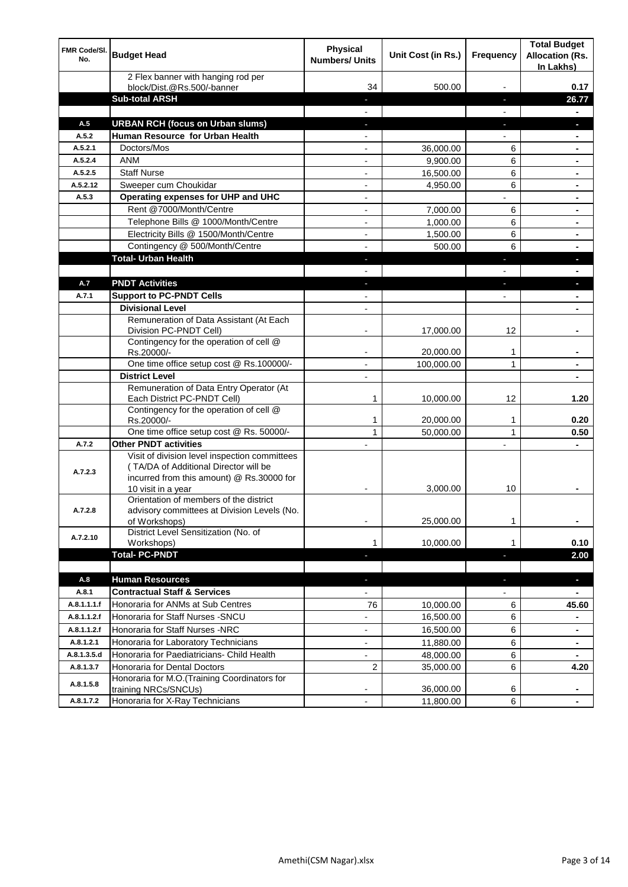| FMR Code/Sl. No. | Budget Head | Physical Numbers/ Units | Unit Cost (in Rs.) | Frequency | Total Budget Allocation (Rs. In Lakhs) |
|---|---|---|---|---|---|
| | 2 Flex banner with hanging rod per block/Dist.@Rs.500/-banner | 34 | 500.00 | - | 0.17 |
| | **Sub-total ARSH** | - | | - | **26.77** |
| | | - | | - | - |
| A.5 | **URBAN RCH (focus on Urban slums)** | - | | - | - |
| A.5.2 | **Human Resource for Urban Health** | - | | - | - |
| A.5.2.1 | Doctors/Mos | - | 36,000.00 | 6 | - |
| A.5.2.4 | ANM | - | 9,900.00 | 6 | - |
| A.5.2.5 | Staff Nurse | - | 16,500.00 | 6 | - |
| A.5.2.12 | Sweeper cum Choukidar | - | 4,950.00 | 6 | - |
| A.5.3 | **Operating expenses for UHP and UHC** | - | | - | - |
| | Rent @7000/Month/Centre | - | 7,000.00 | 6 | - |
| | Telephone Bills @ 1000/Month/Centre | - | 1,000.00 | 6 | - |
| | Electricity Bills @ 1500/Month/Centre | - | 1,500.00 | 6 | - |
| | Contingency @ 500/Month/Centre | - | 500.00 | 6 | - |
| | **Total- Urban Health** | - | | - | - |
| | | - | | - | - |
| A.7 | **PNDT Activities** | - | | - | - |
| A.7.1 | **Support to PC-PNDT Cells** | - | | - | - |
| | **Divisional Level** | - | | | - |
| | Remuneration of Data Assistant (At Each Division PC-PNDT Cell) | - | 17,000.00 | 12 | - |
| | Contingency for the operation of cell @ Rs.20000/- | - | 20,000.00 | 1 | - |
| | One time office setup cost @ Rs.100000/- | - | 100,000.00 | 1 | - |
| | **District Level** | - | | | - |
| | Remuneration of Data Entry Operator (At Each District PC-PNDT Cell) | 1 | 10,000.00 | 12 | 1.20 |
| | Contingency for the operation of cell @ Rs.20000/- | 1 | 20,000.00 | 1 | 0.20 |
| | One time office setup cost @ Rs. 50000/- | 1 | 50,000.00 | 1 | 0.50 |
| A.7.2 | **Other PNDT activities** | - | | - | - |
| A.7.2.3 | Visit of division level inspection committees (TA/DA of Additional Director will be incurred from this amount) @ Rs.30000 for 10 visit in a year | - | 3,000.00 | 10 | - |
| A.7.2.8 | Orientation of members of the district advisory committees at Division Levels (No. of Workshops) | - | 25,000.00 | 1 | - |
| A.7.2.10 | District Level Sensitization (No. of Workshops) | 1 | 10,000.00 | 1 | 0.10 |
| | **Total- PC-PNDT** | - | | - | **2.00** |
| | | | | | |
| A.8 | **Human Resources** | - | | - | - |
| A.8.1 | **Contractual Staff & Services** | - | | - | - |
| A.8.1.1.1.f | Honoraria for ANMs at Sub Centres | 76 | 10,000.00 | 6 | 45.60 |
| A.8.1.1.2.f | Honoraria for Staff Nurses -SNCU | - | 16,500.00 | 6 | - |
| A.8.1.1.2.f | Honoraria for Staff Nurses -NRC | - | 16,500.00 | 6 | - |
| A.8.1.2.1 | Honoraria for Laboratory Technicians | - | 11,880.00 | 6 | - |
| A.8.1.3.5.d | Honoraria for Paediatricians- Child Health | - | 48,000.00 | 6 | - |
| A.8.1.3.7 | Honoraria for Dental Doctors | 2 | 35,000.00 | 6 | 4.20 |
| A.8.1.5.8 | Honoraria for M.O.(Training Coordinators for training NRCs/SNCUs) | - | 36,000.00 | 6 | - |
| A.8.1.7.2 | Honoraria for X-Ray Technicians | - | 11,800.00 | 6 | - |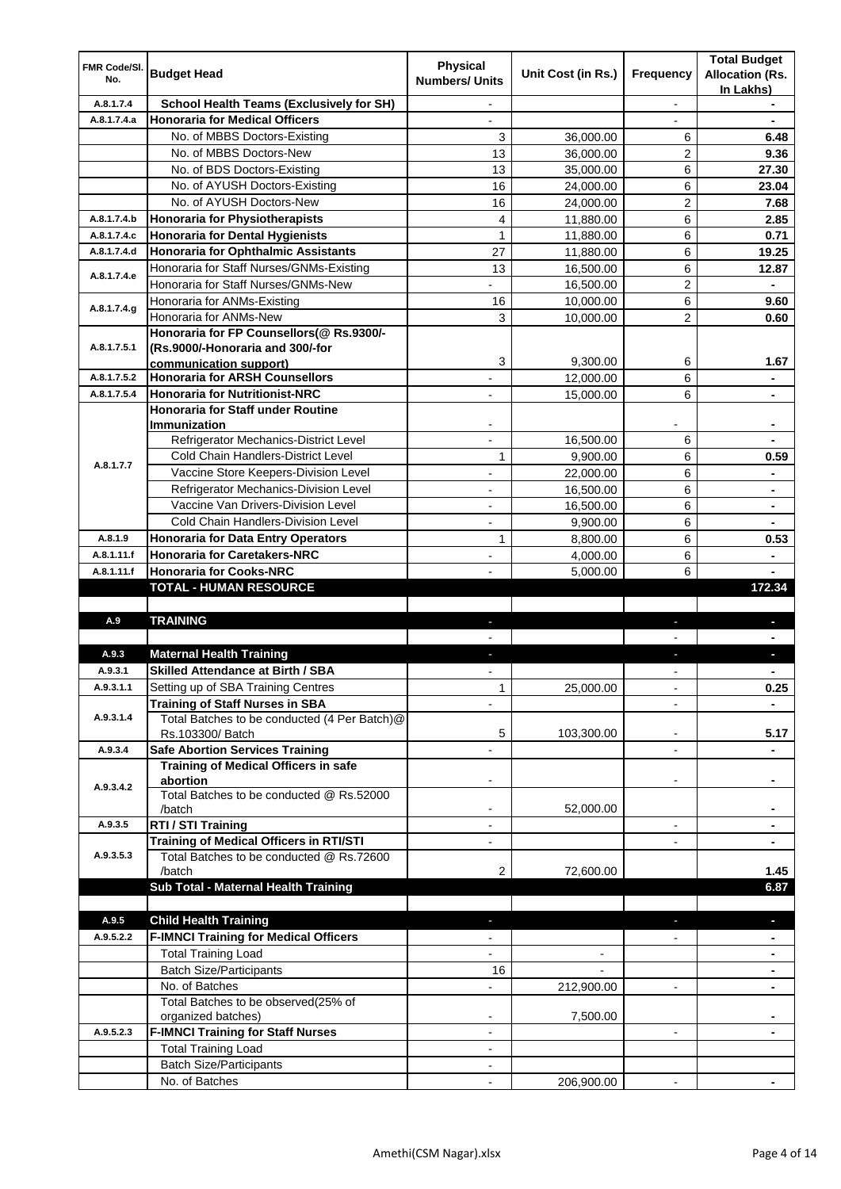| FMR Code/Sl. No. | Budget Head | Physical Numbers/ Units | Unit Cost (in Rs.) | Frequency | Total Budget Allocation (Rs. In Lakhs) |
|---|---|---|---|---|---|
| A.8.1.7.4 | **School Health Teams (Exclusively for SH)** | - | | - | - |
| A.8.1.7.4.a | **Honoraria for Medical Officers** | - | | - | - |
| | No. of MBBS Doctors-Existing | 3 | 36,000.00 | 6 | **6.48** |
| | No. of MBBS Doctors-New | 13 | 36,000.00 | 2 | **9.36** |
| | No. of BDS Doctors-Existing | 13 | 35,000.00 | 6 | **27.30** |
| | No. of AYUSH Doctors-Existing | 16 | 24,000.00 | 6 | **23.04** |
| | No. of AYUSH Doctors-New | 16 | 24,000.00 | 2 | **7.68** |
| A.8.1.7.4.b | **Honoraria for Physiotherapists** | 4 | 11,880.00 | 6 | **2.85** |
| A.8.1.7.4.c | **Honoraria for Dental Hygienists** | 1 | 11,880.00 | 6 | **0.71** |
| A.8.1.7.4.d | **Honoraria for Ophthalmic Assistants** | 27 | 11,880.00 | 6 | **19.25** |
| A.8.1.7.4.e | Honoraria for Staff Nurses/GNMs-Existing | 13 | 16,500.00 | 6 | **12.87** |
| | Honoraria for Staff Nurses/GNMs-New | - | 16,500.00 | 2 | - |
| A.8.1.7.4.g | Honoraria for ANMs-Existing | 16 | 10,000.00 | 6 | **9.60** |
| | Honoraria for ANMs-New | 3 | 10,000.00 | 2 | **0.60** |
| A.8.1.7.5.1 | **Honoraria for FP Counsellors(@ Rs.9300/- (Rs.9000/-Honoraria and 300/-for communication support)** | 3 | 9,300.00 | 6 | **1.67** |
| A.8.1.7.5.2 | **Honoraria for ARSH Counsellors** | - | 12,000.00 | 6 | - |
| A.8.1.7.5.4 | **Honoraria for Nutritionist-NRC** | - | 15,000.00 | 6 | - |
| A.8.1.7.7 | **Honoraria for Staff under Routine Immunization** | - | | - | - |
| | Refrigerator Mechanics-District Level | - | 16,500.00 | 6 | - |
| | Cold Chain Handlers-District Level | 1 | 9,900.00 | 6 | **0.59** |
| | Vaccine Store Keepers-Division Level | - | 22,000.00 | 6 | - |
| | Refrigerator Mechanics-Division Level | - | 16,500.00 | 6 | - |
| | Vaccine Van Drivers-Division Level | - | 16,500.00 | 6 | - |
| | Cold Chain Handlers-Division Level | - | 9,900.00 | 6 | - |
| A.8.1.9 | **Honoraria for Data Entry Operators** | 1 | 8,800.00 | 6 | **0.53** |
| A.8.1.11.f | **Honoraria for Caretakers-NRC** | - | 4,000.00 | 6 | - |
| A.8.1.11.f | **Honoraria for Cooks-NRC** | - | 5,000.00 | 6 | - |
| | **TOTAL - HUMAN RESOURCE** | | | | **172.34** |
| | | | | | |
| A.9 | **TRAINING** | - | | - | - |
| | | - | | - | - |
| A.9.3 | **Maternal Health Training** | - | | - | - |
| A.9.3.1 | **Skilled Attendance at Birth / SBA** | - | | - | - |
| A.9.3.1.1 | Setting up of SBA Training Centres | 1 | 25,000.00 | - | **0.25** |
| A.9.3.1.4 | **Training of Staff Nurses in SBA** | - | | - | - |
| | Total Batches to be conducted (4 Per Batch)@ Rs.103300/ Batch | 5 | 103,300.00 | - | **5.17** |
| A.9.3.4 | **Safe Abortion Services Training** | - | | - | - |
| A.9.3.4.2 | **Training of Medical Officers in safe abortion** | - | | - | - |
| | Total Batches to be conducted @ Rs.52000 /batch | - | 52,000.00 | | - |
| A.9.3.5 | **RTI / STI Training** | - | | - | - |
| A.9.3.5.3 | **Training of Medical Officers in RTI/STI** | - | | - | - |
| | Total Batches to be conducted @ Rs.72600 /batch | 2 | 72,600.00 | | **1.45** |
| | **Sub Total - Maternal Health Training** | | | | **6.87** |
| | | | | | |
| A.9.5 | **Child Health Training** | - | | - | - |
| A.9.5.2.2 | **F-IMNCI Training for Medical Officers** | - | | - | - |
| | Total Training Load | - | - | | - |
| | Batch Size/Participants | 16 | - | | - |
| | No. of Batches | - | 212,900.00 | - | - |
| | Total Batches to be observed(25% of organized batches) | - | 7,500.00 | | - |
| A.9.5.2.3 | **F-IMNCI Training for Staff Nurses** | - | | - | - |
| | Total Training Load | - | | | |
| | Batch Size/Participants | - | | | |
| | No. of Batches | - | 206,900.00 | - | - |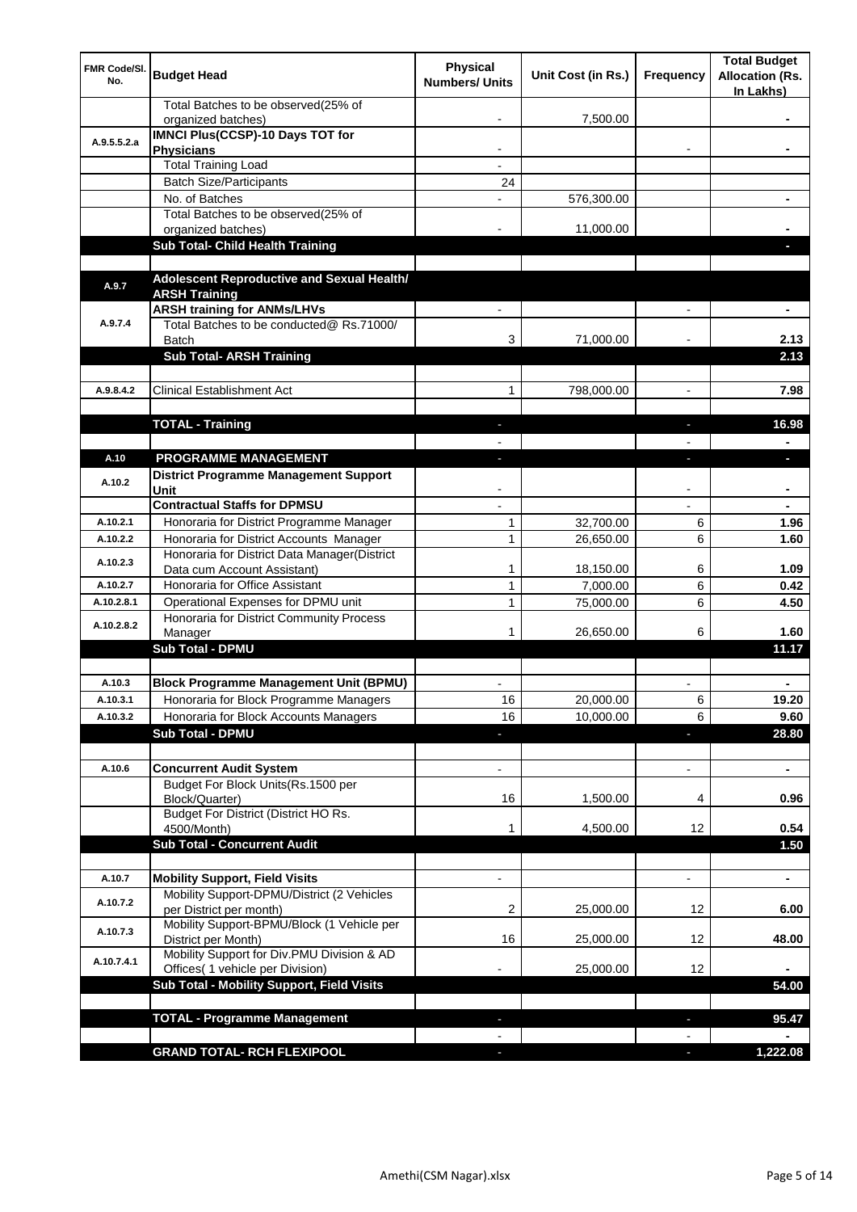| FMR Code/Sl. No. | Budget Head | Physical Numbers/ Units | Unit Cost (in Rs.) | Frequency | Total Budget Allocation (Rs. In Lakhs) |
|---|---|---|---|---|---|
| | Total Batches to be observed(25% of organized batches) | - | 7,500.00 | | - |
| A.9.5.5.2.a | **IMNCI Plus(CCSP)-10 Days TOT for Physicians** | - | | - | - |
| | Total Training Load | - | | | |
| | Batch Size/Participants | 24 | | | |
| | No. of Batches | - | 576,300.00 | | - |
| | Total Batches to be observed(25% of organized batches) | - | 11,000.00 | | - |
| | **Sub Total- Child Health Training** | | | | - |
| | | | | | |
| A.9.7 | **Adolescent Reproductive and Sexual Health/ ARSH Training** | | | | |
| A.9.7.4 | **ARSH training for ANMs/LHVs** | - | | - | - |
| | Total Batches to be conducted@ Rs.71000/ Batch | 3 | 71,000.00 | - | 2.13 |
| | **Sub Total- ARSH Training** | | | | 2.13 |
| | | | | | |
| A.9.8.4.2 | Clinical Establishment Act | 1 | 798,000.00 | - | 7.98 |
| | | | | | |
| | **TOTAL - Training** | - | | - | 16.98 |
| | | - | | - | - |
| A.10 | **PROGRAMME MANAGEMENT** | - | | - | - |
| A.10.2 | **District Programme Management Support Unit** | - | | - | - |
| | **Contractual Staffs for DPMSU** | - | | - | - |
| A.10.2.1 | Honoraria for District Programme Manager | 1 | 32,700.00 | 6 | 1.96 |
| A.10.2.2 | Honoraria for District Accounts Manager | 1 | 26,650.00 | 6 | 1.60 |
| A.10.2.3 | Honoraria for District Data Manager(District Data cum Account Assistant) | 1 | 18,150.00 | 6 | 1.09 |
| A.10.2.7 | Honoraria for Office Assistant | 1 | 7,000.00 | 6 | 0.42 |
| A.10.2.8.1 | Operational Expenses for DPMU unit | 1 | 75,000.00 | 6 | 4.50 |
| A.10.2.8.2 | Honoraria for District Community Process Manager | 1 | 26,650.00 | 6 | 1.60 |
| | **Sub Total - DPMU** | | | | 11.17 |
| | | | | | |
| A.10.3 | **Block Programme Management Unit (BPMU)** | - | | - | - |
| A.10.3.1 | Honoraria for Block Programme Managers | 16 | 20,000.00 | 6 | 19.20 |
| A.10.3.2 | Honoraria for Block Accounts Managers | 16 | 10,000.00 | 6 | 9.60 |
| | **Sub Total - DPMU** | - | | - | 28.80 |
| | | | | | |
| A.10.6 | **Concurrent Audit System** | - | | - | - |
| | Budget For Block Units(Rs.1500 per Block/Quarter) | 16 | 1,500.00 | 4 | 0.96 |
| | Budget For District (District HO Rs. 4500/Month) | 1 | 4,500.00 | 12 | 0.54 |
| | **Sub Total - Concurrent Audit** | | | | 1.50 |
| | | | | | |
| A.10.7 | **Mobility Support, Field Visits** | - | | - | - |
| A.10.7.2 | Mobility Support-DPMU/District (2 Vehicles per District per month) | 2 | 25,000.00 | 12 | 6.00 |
| A.10.7.3 | Mobility Support-BPMU/Block (1 Vehicle per District per Month) | 16 | 25,000.00 | 12 | 48.00 |
| A.10.7.4.1 | Mobility Support for Div.PMU Division & AD Offices( 1 vehicle per Division) | - | 25,000.00 | 12 | - |
| | **Sub Total - Mobility Support, Field Visits** | | | | 54.00 |
| | | | | | |
| | **TOTAL - Programme Management** | - | | - | 95.47 |
| | | - | | - | - |
| | **GRAND TOTAL- RCH FLEXIPOOL** | - | | - | 1,222.08 |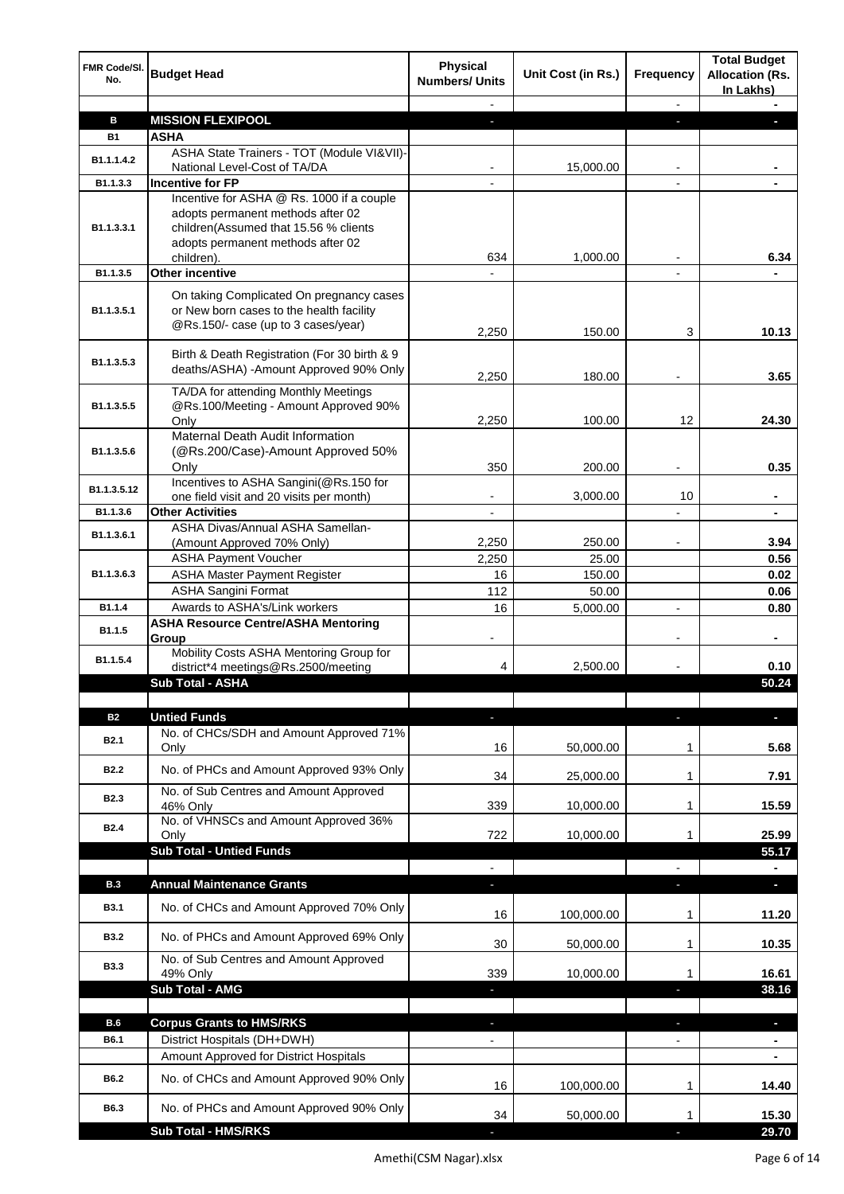| FMR Code/Sl. No. | Budget Head | Physical Numbers/ Units | Unit Cost (in Rs.) | Frequency | Total Budget Allocation (Rs. In Lakhs) |
|---|---|---|---|---|---|
| | | - | | - | - |
| **B** | **MISSION FLEXIPOOL** | - | | - | - |
| **B1** | **ASHA** | | | | |
| B1.1.1.4.2 | ASHA State Trainers - TOT (Module VI&VII)-National Level-Cost of TA/DA | - | 15,000.00 | - | - |
| B1.1.3.3 | **Incentive for FP** | - | | - | - |
| B1.1.3.3.1 | Incentive for ASHA @ Rs. 1000 if a couple adopts permanent methods after 02 children(Assumed that 15.56 % clients adopts permanent methods after 02 children). | 634 | 1,000.00 | - | 6.34 |
| B1.1.3.5 | **Other incentive** | - | | - | - |
| B1.1.3.5.1 | On taking Complicated On pregnancy cases or New born cases to the health facility @Rs.150/- case (up to 3 cases/year) | 2,250 | 150.00 | 3 | 10.13 |
| B1.1.3.5.3 | Birth & Death Registration (For 30 birth & 9 deaths/ASHA) -Amount Approved 90% Only | 2,250 | 180.00 | - | 3.65 |
| B1.1.3.5.5 | TA/DA for attending Monthly Meetings @Rs.100/Meeting - Amount Approved 90% Only | 2,250 | 100.00 | 12 | 24.30 |
| B1.1.3.5.6 | Maternal Death Audit Information (@Rs.200/Case)-Amount Approved 50% Only | 350 | 200.00 | - | 0.35 |
| B1.1.3.5.12 | Incentives to ASHA Sangini(@Rs.150 for one field visit and 20 visits per month) | - | 3,000.00 | 10 | - |
| B1.1.3.6 | **Other Activities** | - | | - | - |
| B1.1.3.6.1 | ASHA Divas/Annual ASHA Samellan-(Amount Approved 70% Only) | 2,250 | 250.00 | - | 3.94 |
| B1.1.3.6.3 | ASHA Payment Voucher | 2,250 | 25.00 | | 0.56 |
| | ASHA Master Payment Register | 16 | 150.00 | | 0.02 |
| | ASHA Sangini Format | 112 | 50.00 | | 0.06 |
| B1.1.4 | Awards to ASHA's/Link workers | 16 | 5,000.00 | - | 0.80 |
| B1.1.5 | **ASHA Resource Centre/ASHA Mentoring Group** | - | | - | - |
| B1.1.5.4 | Mobility Costs ASHA Mentoring Group for district*4 meetings@Rs.2500/meeting | 4 | 2,500.00 | - | 0.10 |
| | **Sub Total - ASHA** | | | | **50.24** |
| | | | | | |
| **B2** | **Untied Funds** | - | | - | - |
| B2.1 | No. of CHCs/SDH and Amount Approved 71% Only | 16 | 50,000.00 | 1 | 5.68 |
| B2.2 | No. of PHCs and Amount Approved 93% Only | 34 | 25,000.00 | 1 | 7.91 |
| B2.3 | No. of Sub Centres and Amount Approved 46% Only | 339 | 10,000.00 | 1 | 15.59 |
| B2.4 | No. of VHNSCs and Amount Approved 36% Only | 722 | 10,000.00 | 1 | 25.99 |
| | **Sub Total - Untied Funds** | | | | **55.17** |
| | | - | | - | - |
| **B.3** | **Annual Maintenance Grants** | - | | - | - |
| B3.1 | No. of CHCs and Amount Approved 70% Only | 16 | 100,000.00 | 1 | 11.20 |
| B3.2 | No. of PHCs and Amount Approved 69% Only | 30 | 50,000.00 | 1 | 10.35 |
| B3.3 | No. of Sub Centres and Amount Approved 49% Only | 339 | 10,000.00 | 1 | 16.61 |
| | **Sub Total - AMG** | - | | - | **38.16** |
| | | | | | |
| **B.6** | **Corpus Grants to HMS/RKS** | - | | - | - |
| B6.1 | District Hospitals (DH+DWH) | - | | - | - |
| | Amount Approved for District Hospitals | | | | - |
| B6.2 | No. of CHCs and Amount Approved 90% Only | 16 | 100,000.00 | 1 | 14.40 |
| B6.3 | No. of PHCs and Amount Approved 90% Only | 34 | 50,000.00 | 1 | 15.30 |
| | **Sub Total - HMS/RKS** | - | | - | **29.70** |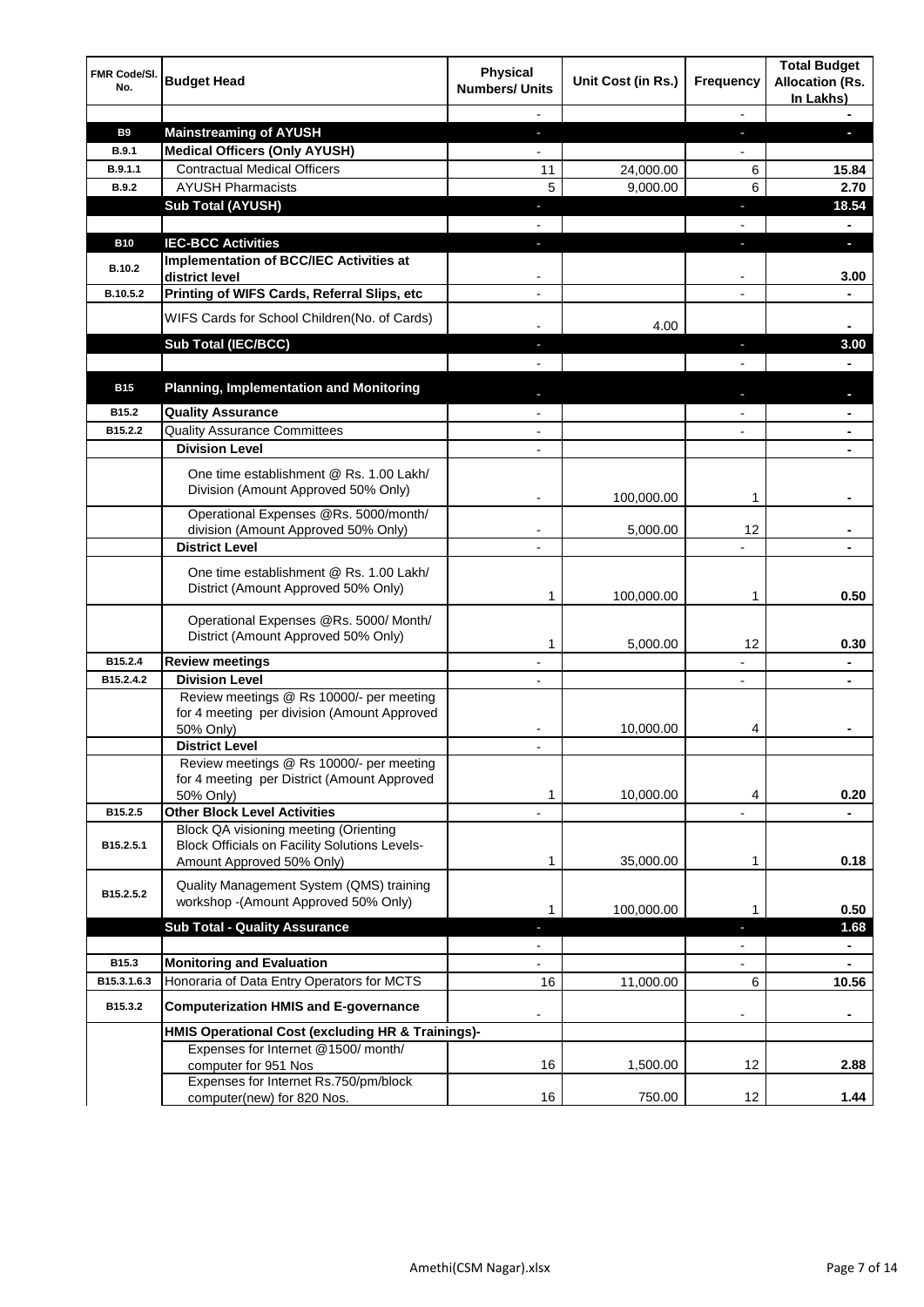| FMR Code/Sl. No. | Budget Head | Physical Numbers/ Units | Unit Cost (in Rs.) | Frequency | Total Budget Allocation (Rs. In Lakhs) |
|---|---|---|---|---|---|
| | | - | | - | - |
| **B9** | **Mainstreaming of AYUSH** | - | | - | - |
| **B.9.1** | **Medical Officers (Only AYUSH)** | - | | - | |
| **B.9.1.1** | Contractual Medical Officers | 11 | 24,000.00 | 6 | **15.84** |
| **B.9.2** | AYUSH Pharmacists | 5 | 9,000.00 | 6 | **2.70** |
| | **Sub Total (AYUSH)** | - | | - | **18.54** |
| | | - | | - | - |
| **B10** | **IEC-BCC Activities** | - | | - | - |
| **B.10.2** | **Implementation of BCC/IEC Activities at district level** | - | | - | **3.00** |
| **B.10.5.2** | **Printing of WIFS Cards, Referral Slips, etc** | - | | - | - |
| | WIFS Cards for School Children(No. of Cards) | - | 4.00 | | - |
| | **Sub Total (IEC/BCC)** | - | | - | **3.00** |
| | | - | | - | - |
| **B15** | **Planning, Implementation and Monitoring** | - | | - | - |
| **B15.2** | **Quality Assurance** | - | | - | - |
| **B15.2.2** | Quality Assurance Committees | - | | - | - |
| | **Division Level** | - | | | - |
| | One time establishment @ Rs. 1.00 Lakh/ Division (Amount Approved 50% Only) | - | 100,000.00 | 1 | - |
| | Operational Expenses @Rs. 5000/month/ division (Amount Approved 50% Only) | - | 5,000.00 | 12 | - |
| | **District Level** | - | | - | - |
| | One time establishment @ Rs. 1.00 Lakh/ District (Amount Approved 50% Only) | 1 | 100,000.00 | 1 | **0.50** |
| | Operational Expenses @Rs. 5000/ Month/ District (Amount Approved 50% Only) | 1 | 5,000.00 | 12 | **0.30** |
| **B15.2.4** | **Review meetings** | - | | - | - |
| **B15.2.4.2** | **Division Level** | - | | - | - |
| | Review meetings @ Rs 10000/- per meeting for 4 meeting per division (Amount Approved 50% Only) | - | 10,000.00 | 4 | - |
| | **District Level** | - | | | |
| | Review meetings @ Rs 10000/- per meeting for 4 meeting per District (Amount Approved 50% Only) | 1 | 10,000.00 | 4 | **0.20** |
| **B15.2.5** | **Other Block Level Activities** | - | | - | - |
| **B15.2.5.1** | Block QA visioning meeting (Orienting Block Officials on Facility Solutions Levels-Amount Approved 50% Only) | 1 | 35,000.00 | 1 | **0.18** |
| **B15.2.5.2** | Quality Management System (QMS) training workshop -(Amount Approved 50% Only) | 1 | 100,000.00 | 1 | **0.50** |
| | **Sub Total - Quality Assurance** | - | | - | **1.68** |
| | | - | | - | - |
| **B15.3** | **Monitoring and Evaluation** | - | | - | - |
| **B15.3.1.6.3** | Honoraria of Data Entry Operators for MCTS | 16 | 11,000.00 | 6 | **10.56** |
| **B15.3.2** | **Computerization HMIS and E-governance** | - | | - | - |
| | **HMIS Operational Cost (excluding HR & Trainings)-** | | | | |
| | Expenses for Internet @1500/ month/ computer for 951 Nos | 16 | 1,500.00 | 12 | **2.88** |
| | Expenses for Internet Rs.750/pm/block computer(new) for 820 Nos. | 16 | 750.00 | 12 | **1.44** |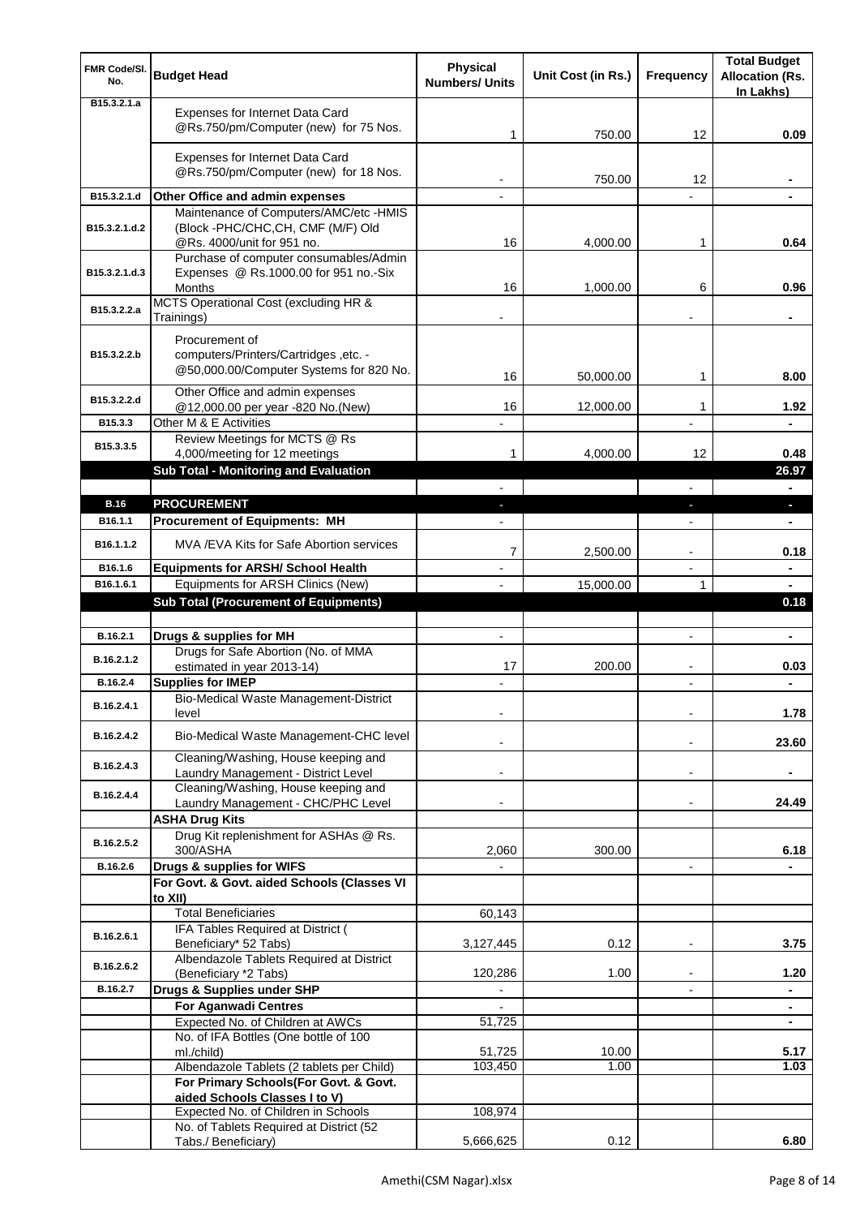| FMR Code/Sl. No. | Budget Head | Physical Numbers/ Units | Unit Cost (in Rs.) | Frequency | Total Budget Allocation (Rs. In Lakhs) |
|---|---|---|---|---|---|
| B15.3.2.1.a | Expenses for Internet Data Card @Rs.750/pm/Computer (new) for 75 Nos. | 1 | 750.00 | 12 | 0.09 |
| | Expenses for Internet Data Card @Rs.750/pm/Computer (new) for 18 Nos. | - | 750.00 | 12 | - |
| B15.3.2.1.d | **Other Office and admin expenses** | - | | - | - |
| B15.3.2.1.d.2 | Maintenance of Computers/AMC/etc -HMIS (Block -PHC/CHC,CH, CMF (M/F) Old @Rs. 4000/unit for 951 no. | 16 | 4,000.00 | 1 | 0.64 |
| B15.3.2.1.d.3 | Purchase of computer consumables/Admin Expenses @ Rs.1000.00 for 951 no.-Six Months | 16 | 1,000.00 | 6 | 0.96 |
| B15.3.2.2.a | MCTS Operational Cost (excluding HR & Trainings) | - | | - | - |
| B15.3.2.2.b | Procurement of computers/Printers/Cartridges ,etc. - @50,000.00/Computer Systems for 820 No. | 16 | 50,000.00 | 1 | 8.00 |
| B15.3.2.2.d | Other Office and admin expenses @12,000.00 per year -820 No.(New) | 16 | 12,000.00 | 1 | 1.92 |
| B15.3.3 | Other M & E Activities | - | | - | - |
| B15.3.3.5 | Review Meetings for MCTS @ Rs 4,000/meeting for 12 meetings | 1 | 4,000.00 | 12 | 0.48 |
| | **Sub Total - Monitoring and Evaluation** | | | | **26.97** |
| | | - | | - | - |
| **B.16** | **PROCUREMENT** | - | | - | - |
| B16.1.1 | **Procurement of Equipments: MH** | - | | - | - |
| B16.1.1.2 | MVA /EVA Kits for Safe Abortion services | 7 | 2,500.00 | - | 0.18 |
| B16.1.6 | **Equipments for ARSH/ School Health** | - | | - | - |
| B16.1.6.1 | Equipments for ARSH Clinics (New) | - | 15,000.00 | 1 | - |
| | **Sub Total (Procurement of Equipments)** | | | | **0.18** |
| | | | | | |
| B.16.2.1 | **Drugs & supplies for MH** | - | | - | - |
| B.16.2.1.2 | Drugs for Safe Abortion (No. of MMA estimated in year 2013-14) | 17 | 200.00 | - | 0.03 |
| B.16.2.4 | **Supplies for IMEP** | - | | - | - |
| B.16.2.4.1 | Bio-Medical Waste Management-District level | - | | - | 1.78 |
| B.16.2.4.2 | Bio-Medical Waste Management-CHC level | - | | - | 23.60 |
| B.16.2.4.3 | Cleaning/Washing, House keeping and Laundry Management - District Level | - | | - | - |
| B.16.2.4.4 | Cleaning/Washing, House keeping and Laundry Management - CHC/PHC Level | - | | - | 24.49 |
| | **ASHA Drug Kits** | | | | |
| B.16.2.5.2 | Drug Kit replenishment for ASHAs @ Rs. 300/ASHA | 2,060 | 300.00 | | 6.18 |
| B.16.2.6 | **Drugs & supplies for WIFS** | - | | - | - |
| | **For Govt. & Govt. aided Schools (Classes VI to XII)** | | | | |
| | Total Beneficiaries | 60,143 | | | |
| B.16.2.6.1 | IFA Tables Required at District ( Beneficiary* 52 Tabs) | 3,127,445 | 0.12 | - | 3.75 |
| B.16.2.6.2 | Albendazole Tablets Required at District (Beneficiary *2 Tabs) | 120,286 | 1.00 | - | 1.20 |
| B.16.2.7 | **Drugs & Supplies under SHP** | - | | - | - |
| | **For Aganwadi Centres** | - | | | - |
| | Expected No. of Children at AWCs | 51,725 | | | - |
| | No. of IFA Bottles (One bottle of 100 ml./child) | 51,725 | 10.00 | | 5.17 |
| | Albendazole Tablets (2 tablets per Child) | 103,450 | 1.00 | | 1.03 |
| | **For Primary Schools(For Govt. & Govt. aided Schools Classes I to V)** | | | | |
| | Expected No. of Children in Schools | 108,974 | | | |
| | No. of Tablets Required at District (52 Tabs./ Beneficiary) | 5,666,625 | 0.12 | | 6.80 |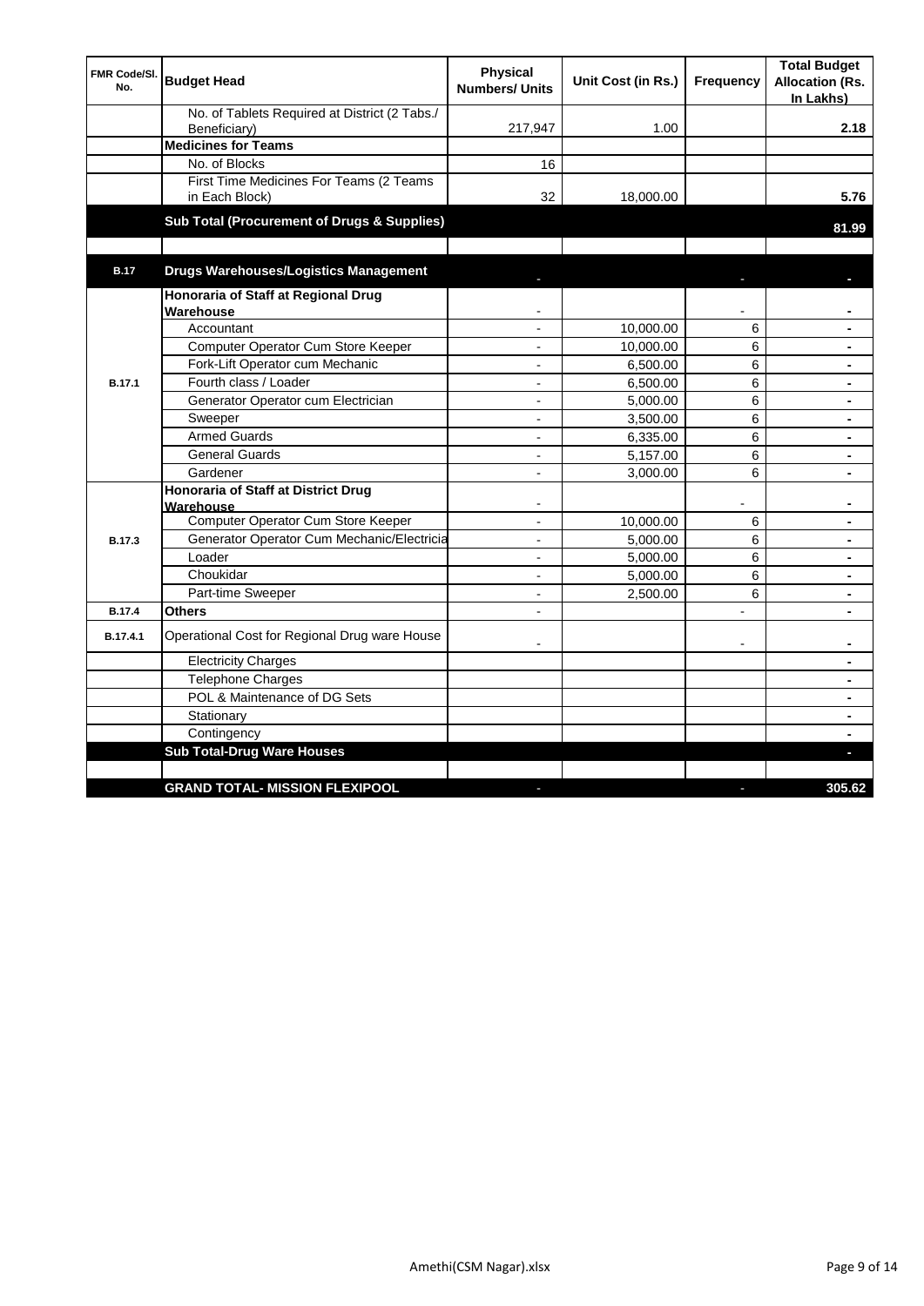| FMR Code/Sl. No. | Budget Head | Physical Numbers/ Units | Unit Cost (in Rs.) | Frequency | Total Budget Allocation (Rs. In Lakhs) |
|---|---|---|---|---|---|
| | No. of Tablets Required at District (2 Tabs./ Beneficiary) | 217,947 | 1.00 | | 2.18 |
| | **Medicines for Teams** | | | | |
| | No. of Blocks | 16 | | | |
| | First Time Medicines For Teams (2 Teams in Each Block) | 32 | 18,000.00 | | 5.76 |
| | **Sub Total (Procurement of Drugs & Supplies)** | | | | **81.99** |
| | | | | | |
| **B.17** | **Drugs Warehouses/Logistics Management** | - | | - | - |
| B.17.1 | **Honoraria of Staff at Regional Drug Warehouse** | - | | - | - |
| | Accountant | - | 10,000.00 | 6 | - |
| | Computer Operator Cum Store Keeper | - | 10,000.00 | 6 | - |
| | Fork-Lift Operator cum Mechanic | - | 6,500.00 | 6 | - |
| | Fourth class / Loader | - | 6,500.00 | 6 | - |
| | Generator Operator cum Electrician | - | 5,000.00 | 6 | - |
| | Sweeper | - | 3,500.00 | 6 | - |
| | Armed Guards | - | 6,335.00 | 6 | - |
| | General Guards | - | 5,157.00 | 6 | - |
| | Gardener | - | 3,000.00 | 6 | - |
| B.17.3 | **Honoraria of Staff at District Drug Warehouse** | - | | - | - |
| | Computer Operator Cum Store Keeper | - | 10,000.00 | 6 | - |
| | Generator Operator Cum Mechanic/Electricia | - | 5,000.00 | 6 | - |
| | Loader | - | 5,000.00 | 6 | - |
| | Choukidar | - | 5,000.00 | 6 | - |
| | Part-time Sweeper | - | 2,500.00 | 6 | - |
| **B.17.4** | **Others** | - | | - | - |
| B.17.4.1 | Operational Cost for Regional Drug ware House | - | | - | - |
| | Electricity Charges | | | | - |
| | Telephone Charges | | | | - |
| | POL & Maintenance of DG Sets | | | | - |
| | Stationary | | | | - |
| | Contingency | | | | - |
| | **Sub Total-Drug Ware Houses** | | | | - |
| | | | | | |
| | **GRAND TOTAL- MISSION FLEXIPOOL** | - | | - | **305.62** |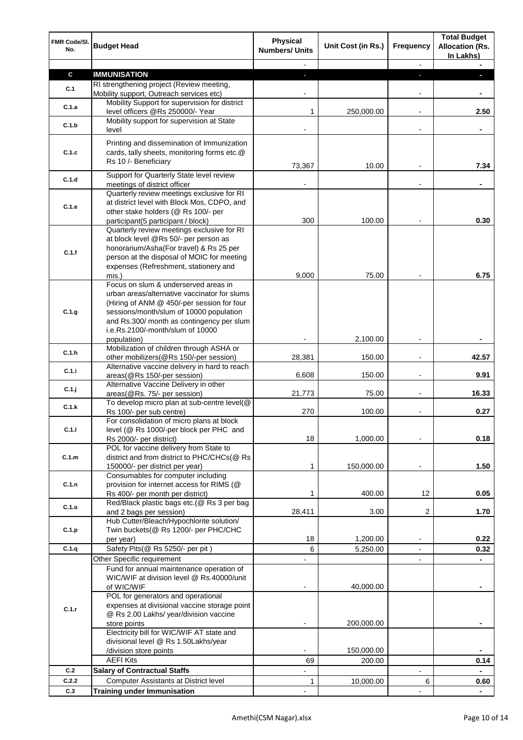| FMR Code/Sl. No. | Budget Head | Physical Numbers/ Units | Unit Cost (in Rs.) | Frequency | Total Budget Allocation (Rs. In Lakhs) |
|---|---|---|---|---|---|
| | | - | | - | - |
| **C** | **IMMUNISATION** | - | | - | - |
| C.1 | RI strengthening project (Review meeting, Mobility support, Outreach services etc) | - | | - | - |
| C.1.a | Mobility Support for supervision for district level officers @Rs 250000/- Year | 1 | 250,000.00 | - | 2.50 |
| C.1.b | Mobility support for supervision at State level | - | | - | - |
| C.1.c | Printing and dissemination of Immunization cards, tally sheets, monitoring forms etc.@ Rs 10 /- Beneficiary | 73,367 | 10.00 | - | 7.34 |
| C.1.d | Support for Quarterly State level review meetings of district officer | - | | - | - |
| C.1.e | Quarterly review meetings exclusive for RI at district level with Block Mos, CDPO, and other stake holders (@ Rs 100/- per participant(5 participant / block) | 300 | 100.00 | - | 0.30 |
| C.1.f | Quarterly review meetings exclusive for RI at block level @Rs 50/- per person as honorarium/Asha(For travel) & Rs 25 per person at the disposal of MOIC for meeting expenses (Refreshment, stationery and mis.) | 9,000 | 75.00 | - | 6.75 |
| C.1.g | Focus on slum & underserved areas in urban areas/alternative vaccinator for slums (Hiring of ANM @ 450/-per session for four sessions/month/slum of 10000 population and Rs.300/ month as contingency per slum i.e.Rs.2100/-month/slum of 10000 population) | - | 2,100.00 | - | - |
| C.1.h | Mobilization of children through ASHA or other mobilizers(@Rs 150/-per session) | 28,381 | 150.00 | - | 42.57 |
| C.1.i | Alternative vaccine delivery in hard to reach areas(@Rs 150/-per session) | 6,608 | 150.00 | - | 9.91 |
| C.1.j | Alternative Vaccine Delivery in other areas(@Rs. 75/- per session) | 21,773 | 75.00 | - | 16.33 |
| C.1.k | To develop micro plan at sub-centre level(@ Rs 100/- per sub centre) | 270 | 100.00 | - | 0.27 |
| C.1.l | For consolidation of micro plans at block level (@ Rs 1000/-per block per PHC and Rs 2000/- per district) | 18 | 1,000.00 | - | 0.18 |
| C.1.m | POL for vaccine delivery from State to district and from district to PHC/CHCs(@ Rs 150000/- per district per year) | 1 | 150,000.00 | - | 1.50 |
| C.1.n | Consumables for computer including provision for internet access for RIMS (@ Rs 400/- per month per district) | 1 | 400.00 | 12 | 0.05 |
| C.1.o | Red/Black plastic bags etc.(@ Rs 3 per bag and 2 bags per session) | 28,411 | 3.00 | 2 | 1.70 |
| C.1.p | Hub Cutter/Bleach/Hypochlorite solution/ Twin buckets(@ Rs 1200/- per PHC/CHC per year) | 18 | 1,200.00 | - | 0.22 |
| C.1.q | Safety Pits(@ Rs 5250/- per pit ) | 6 | 5,250.00 | - | 0.32 |
| C.1.r | Other Specific requirement | - | | - | - |
| | Fund for annual maintenance operation of WIC/WIF at division level @ Rs.40000/unit of WIC/WIF | - | 40,000.00 | | - |
| | POL for generators and operational expenses at divisional vaccine storage point @ Rs 2.00 Lakhs/ year/division vaccine store points | - | 200,000.00 | | - |
| | Electricity bill for WIC/WIF AT state and divisional level @ Rs 1.50Lakhs/year /division store points | - | 150,000.00 | | - |
| | AEFI Kits | 69 | 200.00 | | 0.14 |
| C.2 | **Salary of Contractual Staffs** | - | | - | - |
| C.2.2 | Computer Assistants at District level | 1 | 10,000.00 | 6 | 0.60 |
| C.3 | **Training under Immunisation** | - | | - | - |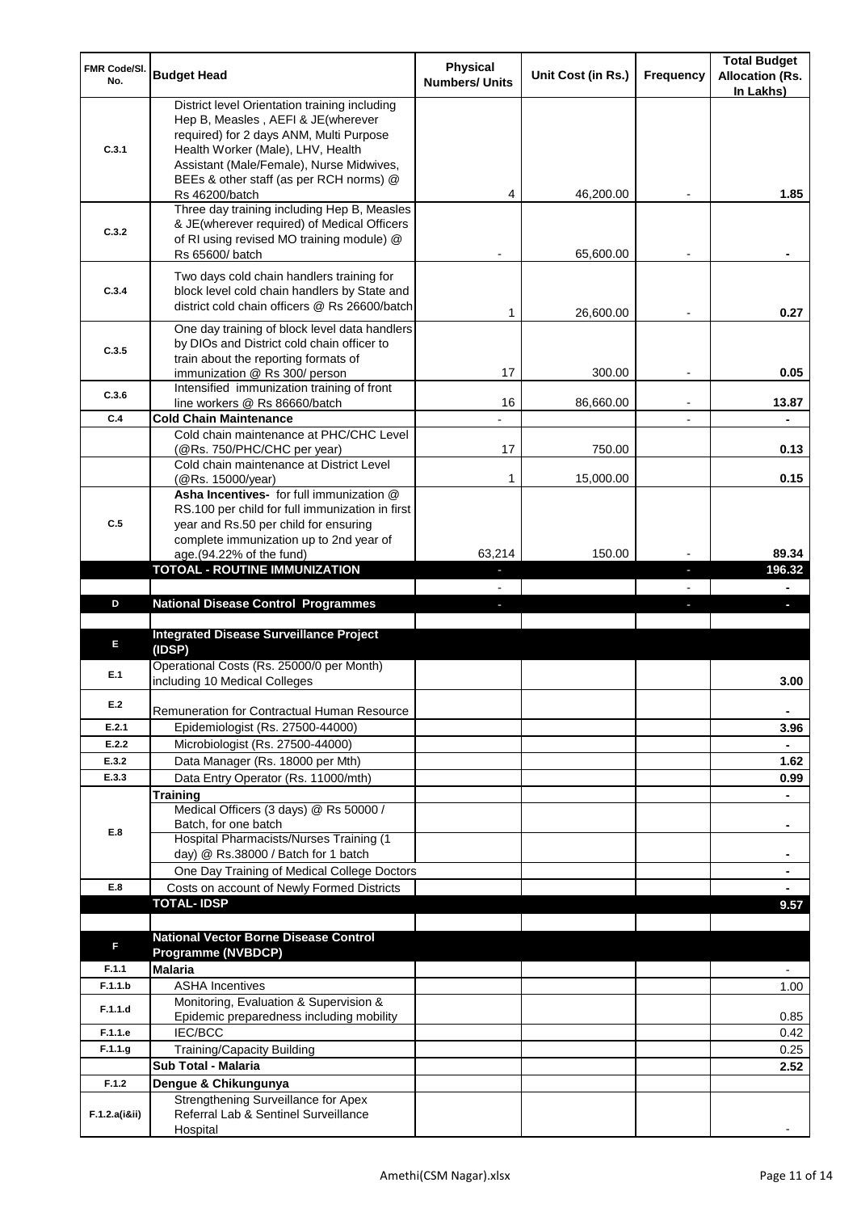| FMR Code/Sl. No. | Budget Head | Physical Numbers/ Units | Unit Cost (in Rs.) | Frequency | Total Budget Allocation (Rs. In Lakhs) |
|---|---|---|---|---|---|
| C.3.1 | District level Orientation training including Hep B, Measles , AEFI & JE(wherever required) for 2 days ANM, Multi Purpose Health Worker (Male), LHV, Health Assistant (Male/Female), Nurse Midwives, BEEs & other staff (as per RCH norms) @ Rs 46200/batch | 4 | 46,200.00 | - | 1.85 |
| C.3.2 | Three day training including Hep B, Measles & JE(wherever required) of Medical Officers of RI using revised MO training module) @ Rs 65600/ batch | - | 65,600.00 | - | - |
| C.3.4 | Two days cold chain handlers training for block level cold chain handlers by State and district cold chain officers @ Rs 26600/batch | 1 | 26,600.00 | - | 0.27 |
| C.3.5 | One day training of block level data handlers by DIOs and District cold chain officer to train about the reporting formats of immunization @ Rs 300/ person | 17 | 300.00 | - | 0.05 |
| C.3.6 | Intensified immunization training of front line workers @ Rs 86660/batch | 16 | 86,660.00 | - | 13.87 |
| C.4 | **Cold Chain Maintenance** | - | | - | - |
| | Cold chain maintenance at PHC/CHC Level (@Rs. 750/PHC/CHC per year) | 17 | 750.00 | | 0.13 |
| | Cold chain maintenance at District Level (@Rs. 15000/year) | 1 | 15,000.00 | | 0.15 |
| C.5 | **Asha Incentives-** for full immunization @ RS.100 per child for full immunization in first year and Rs.50 per child for ensuring complete immunization up to 2nd year of age.(94.22% of the fund) | 63,214 | 150.00 | - | 89.34 |
| | **TOTOAL - ROUTINE IMMUNIZATION** | - | | - | **196.32** |
| | | - | | - | - |
| **D** | **National Disease Control Programmes** | - | | - | - |
| | | | | | |
| **E** | **Integrated Disease Surveillance Project (IDSP)** | | | | |
| E.1 | Operational Costs (Rs. 25000/0 per Month) including 10 Medical Colleges | | | | 3.00 |
| E.2 | Remuneration for Contractual Human Resource | | | | - |
| E.2.1 | Epidemiologist (Rs. 27500-44000) | | | | 3.96 |
| E.2.2 | Microbiologist (Rs. 27500-44000) | | | | - |
| E.3.2 | Data Manager (Rs. 18000 per Mth) | | | | 1.62 |
| E.3.3 | Data Entry Operator (Rs. 11000/mth) | | | | 0.99 |
| E.8 | **Training** | | | | - |
| | Medical Officers (3 days) @ Rs 50000 / Batch, for one batch | | | | - |
| | Hospital Pharmacists/Nurses Training (1 day) @ Rs.38000 / Batch for 1 batch | | | | - |
| | One Day Training of Medical College Doctors | | | | - |
| E.8 | Costs on account of Newly Formed Districts | | | | - |
| | **TOTAL- IDSP** | | | | **9.57** |
| | | | | | |
| **F** | **National Vector Borne Disease Control Programme (NVBDCP)** | | | | |
| F.1.1 | **Malaria** | | | | - |
| F.1.1.b | ASHA Incentives | | | | 1.00 |
| F.1.1.d | Monitoring, Evaluation & Supervision & Epidemic preparedness including mobility | | | | 0.85 |
| F.1.1.e | IEC/BCC | | | | 0.42 |
| F.1.1.g | Training/Capacity Building | | | | 0.25 |
| | **Sub Total - Malaria** | | | | **2.52** |
| F.1.2 | **Dengue & Chikungunya** | | | | |
| F.1.2.a(i&ii) | Strengthening Surveillance for Apex Referral Lab & Sentinel Surveillance Hospital | | | | - |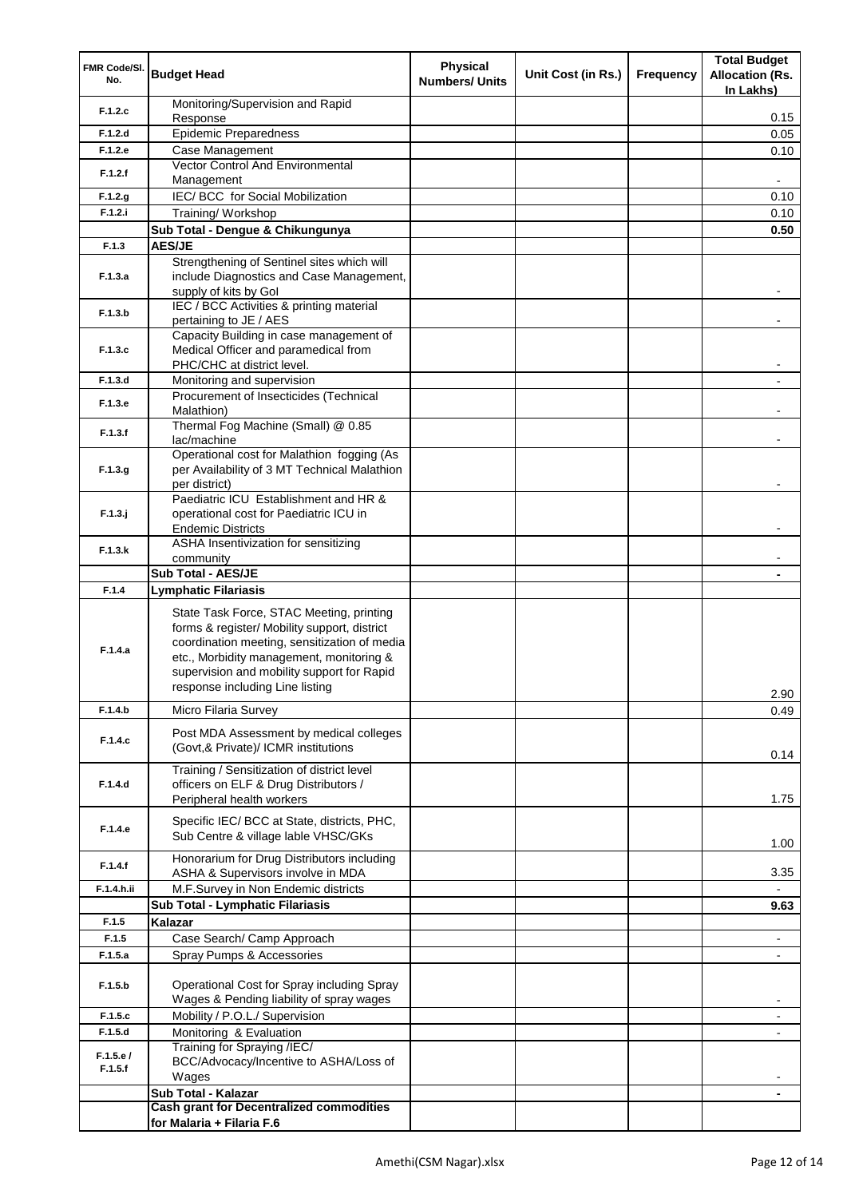| FMR Code/Sl. No. | Budget Head | Physical Numbers/ Units | Unit Cost (in Rs.) | Frequency | Total Budget Allocation (Rs. In Lakhs) |
|---|---|---|---|---|---|
| F.1.2.c | Monitoring/Supervision and Rapid Response | | | | 0.15 |
| F.1.2.d | Epidemic Preparedness | | | | 0.05 |
| F.1.2.e | Case Management | | | | 0.10 |
| F.1.2.f | Vector Control And Environmental Management | | | | - |
| F.1.2.g | IEC/ BCC for Social Mobilization | | | | 0.10 |
| F.1.2.i | Training/ Workshop | | | | 0.10 |
| | **Sub Total - Dengue & Chikungunya** | | | | **0.50** |
| F.1.3 | **AES/JE** | | | | |
| F.1.3.a | Strengthening of Sentinel sites which will include Diagnostics and Case Management, supply of kits by GoI | | | | - |
| F.1.3.b | IEC / BCC Activities & printing material pertaining to JE / AES | | | | - |
| F.1.3.c | Capacity Building in case management of Medical Officer and paramedical from PHC/CHC at district level. | | | | - |
| F.1.3.d | Monitoring and supervision | | | | - |
| F.1.3.e | Procurement of Insecticides (Technical Malathion) | | | | - |
| F.1.3.f | Thermal Fog Machine (Small) @ 0.85 lac/machine | | | | - |
| F.1.3.g | Operational cost for Malathion fogging (As per Availability of 3 MT Technical Malathion per district) | | | | - |
| F.1.3.j | Paediatric ICU Establishment and HR & operational cost for Paediatric ICU in Endemic Districts | | | | - |
| F.1.3.k | ASHA Insentivization for sensitizing community | | | | - |
| | **Sub Total - AES/JE** | | | | **-** |
| F.1.4 | **Lymphatic Filariasis** | | | | |
| F.1.4.a | State Task Force, STAC Meeting, printing forms & register/ Mobility support, district coordination meeting, sensitization of media etc., Morbidity management, monitoring & supervision and mobility support for Rapid response including Line listing | | | | 2.90 |
| F.1.4.b | Micro Filaria Survey | | | | 0.49 |
| F.1.4.c | Post MDA Assessment by medical colleges (Govt,& Private)/ ICMR institutions | | | | 0.14 |
| F.1.4.d | Training / Sensitization of district level officers on ELF & Drug Distributors / Peripheral health workers | | | | 1.75 |
| F.1.4.e | Specific IEC/ BCC at State, districts, PHC, Sub Centre & village lable VHSC/GKs | | | | 1.00 |
| F.1.4.f | Honorarium for Drug Distributors including ASHA & Supervisors involve in MDA | | | | 3.35 |
| F.1.4.h.ii | M.F.Survey in Non Endemic districts | | | | - |
| | **Sub Total - Lymphatic Filariasis** | | | | **9.63** |
| F.1.5 | **Kalazar** | | | | |
| F.1.5 | Case Search/ Camp Approach | | | | - |
| F.1.5.a | Spray Pumps & Accessories | | | | - |
| F.1.5.b | Operational Cost for Spray including Spray Wages & Pending liability of spray wages | | | | - |
| F.1.5.c | Mobility / P.O.L./ Supervision | | | | - |
| F.1.5.d | Monitoring & Evaluation | | | | - |
| F.1.5.e / F.1.5.f | Training for Spraying /IEC/ BCC/Advocacy/Incentive to ASHA/Loss of Wages | | | | - |
| | **Sub Total - Kalazar** | | | | **-** |
| | **Cash grant for Decentralized commodities for Malaria + Filaria F.6** | | | | |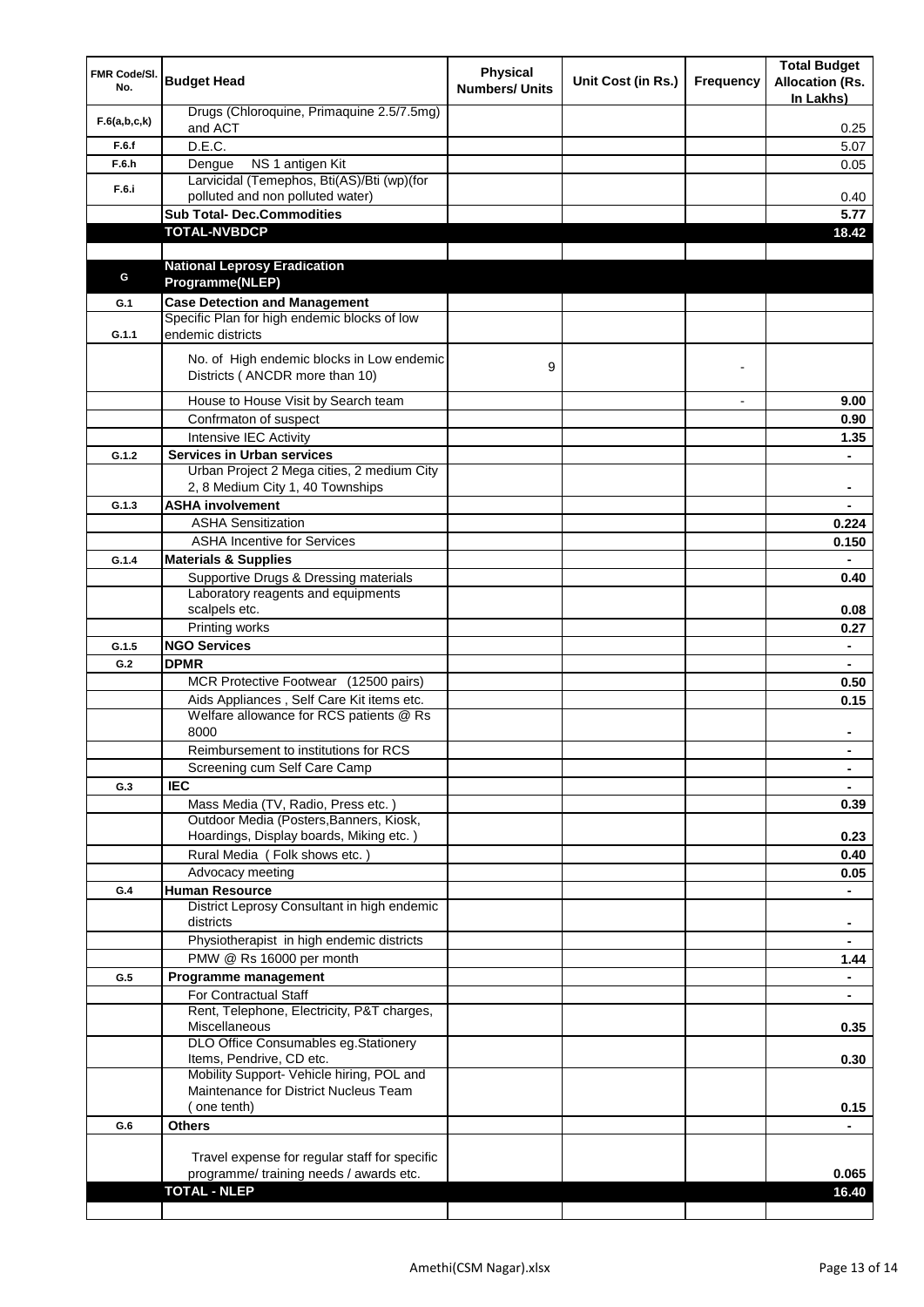| FMR Code/Sl. No. | Budget Head | Physical Numbers/ Units | Unit Cost (in Rs.) | Frequency | Total Budget Allocation (Rs. In Lakhs) |
|---|---|---|---|---|---|
| F.6(a,b,c,k) | Drugs (Chloroquine, Primaquine 2.5/7.5mg) and ACT | | | | 0.25 |
| F.6.f | D.E.C. | | | | 5.07 |
| F.6.h | Dengue NS 1 antigen Kit | | | | 0.05 |
| F.6.i | Larvicidal (Temephos, Bti(AS)/Bti (wp)(for polluted and non polluted water) | | | | 0.40 |
| | **Sub Total- Dec.Commodities** | | | | **5.77** |
| | **TOTAL-NVBDCP** | | | | **18.42** |
| | | | | | |
| G | **National Leprosy Eradication Programme(NLEP)** | | | | |
| G.1 | **Case Detection and Management** | | | | |
| G.1.1 | Specific Plan for high endemic blocks of low endemic districts | | | | |
| | No. of High endemic blocks in Low endemic Districts ( ANCDR more than 10) | 9 | | - | |
| | House to House Visit by Search team | | | - | **9.00** |
| | Confrmaton of suspect | | | | **0.90** |
| | Intensive IEC Activity | | | | **1.35** |
| G.1.2 | **Services in Urban services** | | | | - |
| | Urban Project 2 Mega cities, 2 medium City 2, 8 Medium City 1, 40 Townships | | | | - |
| G.1.3 | **ASHA involvement** | | | | - |
| | ASHA Sensitization | | | | **0.224** |
| | ASHA Incentive for Services | | | | **0.150** |
| G.1.4 | **Materials & Supplies** | | | | - |
| | Supportive Drugs & Dressing materials | | | | **0.40** |
| | Laboratory reagents and equipments scalpels etc. | | | | **0.08** |
| | Printing works | | | | **0.27** |
| G.1.5 | **NGO Services** | | | | - |
| G.2 | **DPMR** | | | | - |
| | MCR Protective Footwear (12500 pairs) | | | | **0.50** |
| | Aids Appliances , Self Care Kit items etc. | | | | **0.15** |
| | Welfare allowance for RCS patients @ Rs 8000 | | | | - |
| | Reimbursement to institutions for RCS | | | | - |
| | Screening cum Self Care Camp | | | | - |
| G.3 | **IEC** | | | | - |
| | Mass Media (TV, Radio, Press etc. ) | | | | **0.39** |
| | Outdoor Media (Posters,Banners, Kiosk, Hoardings, Display boards, Miking etc. ) | | | | **0.23** |
| | Rural Media ( Folk shows etc. ) | | | | **0.40** |
| | Advocacy meeting | | | | **0.05** |
| G.4 | **Human Resource** | | | | - |
| | District Leprosy Consultant in high endemic districts | | | | - |
| | Physiotherapist in high endemic districts | | | | - |
| | PMW @ Rs 16000 per month | | | | **1.44** |
| G.5 | **Programme management** | | | | - |
| | For Contractual Staff | | | | - |
| | Rent, Telephone, Electricity, P&T charges, Miscellaneous | | | | **0.35** |
| | DLO Office Consumables eg.Stationery Items, Pendrive, CD etc. | | | | **0.30** |
| | Mobility Support- Vehicle hiring, POL and Maintenance for District Nucleus Team ( one tenth) | | | | **0.15** |
| G.6 | **Others** | | | | - |
| | Travel expense for regular staff for specific programme/ training needs / awards etc. | | | | **0.065** |
| | **TOTAL - NLEP** | | | | **16.40** |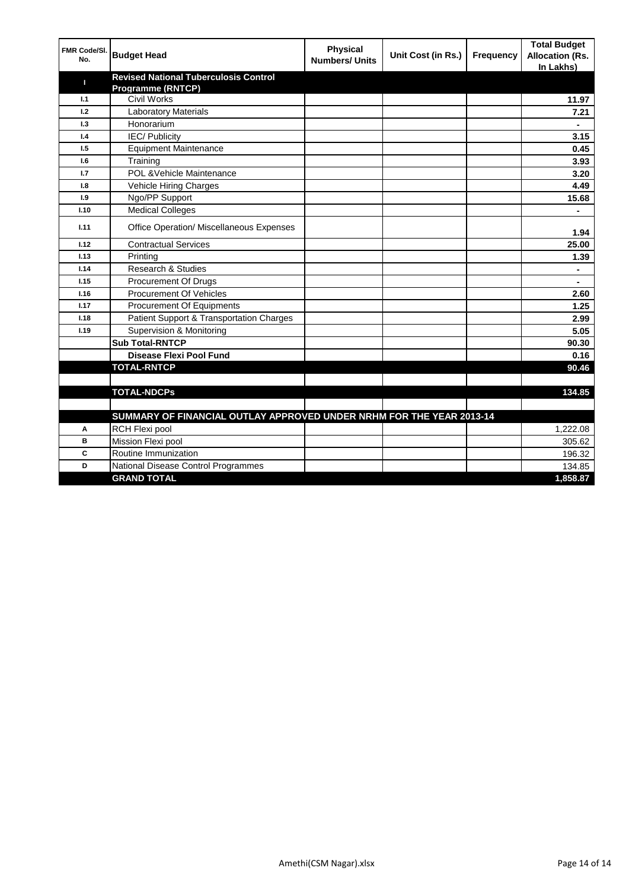| FMR Code/Sl. No. | Budget Head | Physical Numbers/ Units | Unit Cost (in Rs.) | Frequency | Total Budget Allocation (Rs. In Lakhs) |
|---|---|---|---|---|---|
| I | **Revised National Tuberculosis Control Programme (RNTCP)** | | | | |
| I.1 | Civil Works | | | | 11.97 |
| I.2 | Laboratory Materials | | | | 7.21 |
| I.3 | Honorarium | | | | - |
| I.4 | IEC/ Publicity | | | | 3.15 |
| I.5 | Equipment Maintenance | | | | 0.45 |
| I.6 | Training | | | | 3.93 |
| I.7 | POL &Vehicle Maintenance | | | | 3.20 |
| I.8 | Vehicle Hiring Charges | | | | 4.49 |
| I.9 | Ngo/PP Support | | | | 15.68 |
| I.10 | Medical Colleges | | | | - |
| I.11 | Office Operation/ Miscellaneous Expenses | | | | 1.94 |
| I.12 | Contractual Services | | | | 25.00 |
| I.13 | Printing | | | | 1.39 |
| I.14 | Research & Studies | | | | - |
| I.15 | Procurement Of Drugs | | | | - |
| I.16 | Procurement Of Vehicles | | | | 2.60 |
| I.17 | Procurement Of Equipments | | | | 1.25 |
| I.18 | Patient Support & Transportation Charges | | | | 2.99 |
| I.19 | Supervision & Monitoring | | | | 5.05 |
| | **Sub Total-RNTCP** | | | | **90.30** |
| | **Disease Flexi Pool Fund** | | | | **0.16** |
| | **TOTAL-RNTCP** | | | | **90.46** |
| | | | | | |
| | **TOTAL-NDCPs** | | | | **134.85** |
| | | | | | |
| | **SUMMARY OF FINANCIAL OUTLAY APPROVED UNDER NRHM FOR THE YEAR 2013-14** | | | | |
| A | RCH Flexi pool | | | | 1,222.08 |
| B | Mission Flexi pool | | | | 305.62 |
| C | Routine Immunization | | | | 196.32 |
| D | National Disease Control Programmes | | | | 134.85 |
| | **GRAND TOTAL** | | | | **1,858.87** |